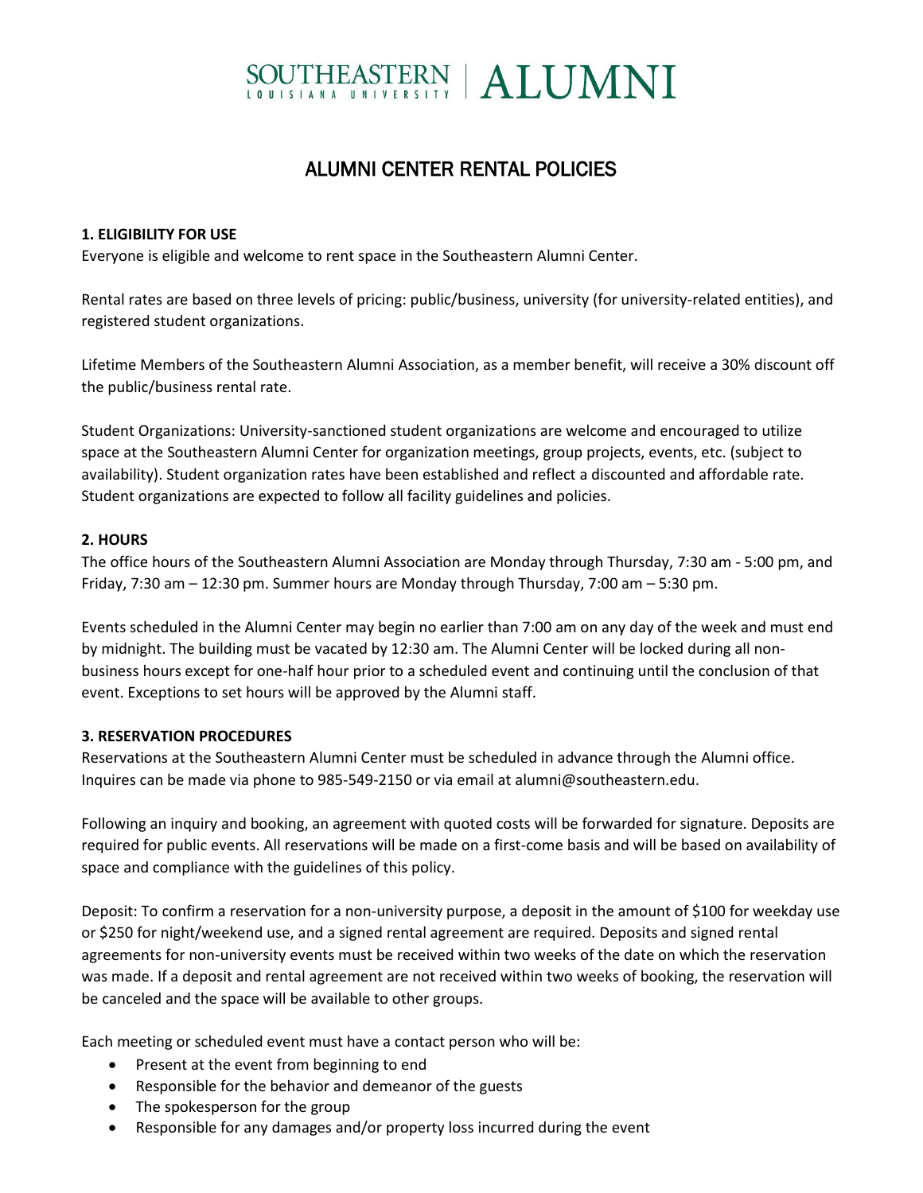# SOUTHEASTERN LOUISIANA UNIVERSITY | ALUMNI

## ALUMNI CENTER RENTAL POLICIES

**1. ELIGIBILITY FOR USE**

Everyone is eligible and welcome to rent space in the Southeastern Alumni Center.

Rental rates are based on three levels of pricing: public/business, university (for university-related entities), and registered student organizations.

Lifetime Members of the Southeastern Alumni Association, as a member benefit, will receive a 30% discount off the public/business rental rate.

Student Organizations: University-sanctioned student organizations are welcome and encouraged to utilize space at the Southeastern Alumni Center for organization meetings, group projects, events, etc. (subject to availability). Student organization rates have been established and reflect a discounted and affordable rate. Student organizations are expected to follow all facility guidelines and policies.

**2. HOURS**

The office hours of the Southeastern Alumni Association are Monday through Thursday, 7:30 am - 5:00 pm, and Friday, 7:30 am – 12:30 pm. Summer hours are Monday through Thursday, 7:00 am – 5:30 pm.

Events scheduled in the Alumni Center may begin no earlier than 7:00 am on any day of the week and must end by midnight. The building must be vacated by 12:30 am. The Alumni Center will be locked during all non-business hours except for one-half hour prior to a scheduled event and continuing until the conclusion of that event. Exceptions to set hours will be approved by the Alumni staff.

**3. RESERVATION PROCEDURES**

Reservations at the Southeastern Alumni Center must be scheduled in advance through the Alumni office. Inquires can be made via phone to 985-549-2150 or via email at alumni@southeastern.edu.

Following an inquiry and booking, an agreement with quoted costs will be forwarded for signature. Deposits are required for public events. All reservations will be made on a first-come basis and will be based on availability of space and compliance with the guidelines of this policy.

Deposit: To confirm a reservation for a non-university purpose, a deposit in the amount of $100 for weekday use or $250 for night/weekend use, and a signed rental agreement are required. Deposits and signed rental agreements for non-university events must be received within two weeks of the date on which the reservation was made. If a deposit and rental agreement are not received within two weeks of booking, the reservation will be canceled and the space will be available to other groups.

Each meeting or scheduled event must have a contact person who will be:

- Present at the event from beginning to end
- Responsible for the behavior and demeanor of the guests
- The spokesperson for the group
- Responsible for any damages and/or property loss incurred during the event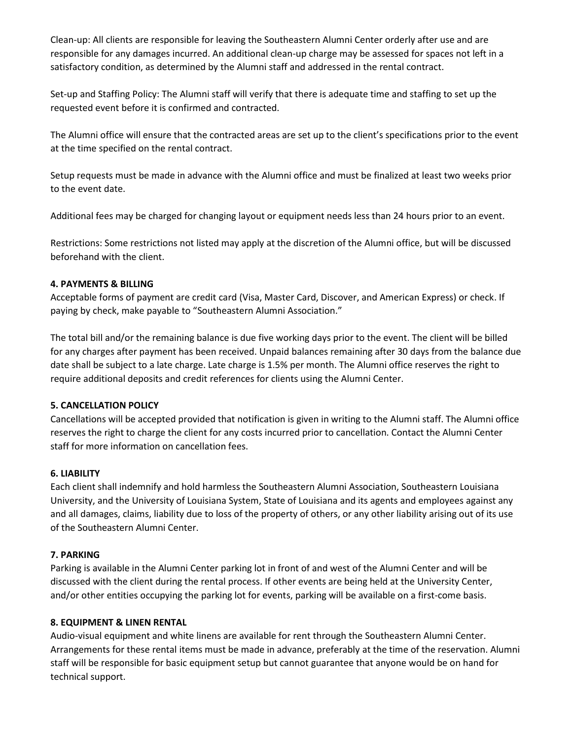Clean-up: All clients are responsible for leaving the Southeastern Alumni Center orderly after use and are responsible for any damages incurred. An additional clean-up charge may be assessed for spaces not left in a satisfactory condition, as determined by the Alumni staff and addressed in the rental contract.

Set-up and Staffing Policy: The Alumni staff will verify that there is adequate time and staffing to set up the requested event before it is confirmed and contracted.

The Alumni office will ensure that the contracted areas are set up to the client's specifications prior to the event at the time specified on the rental contract.

Setup requests must be made in advance with the Alumni office and must be finalized at least two weeks prior to the event date.

Additional fees may be charged for changing layout or equipment needs less than 24 hours prior to an event.

Restrictions: Some restrictions not listed may apply at the discretion of the Alumni office, but will be discussed beforehand with the client.

**4. PAYMENTS & BILLING**

Acceptable forms of payment are credit card (Visa, Master Card, Discover, and American Express) or check. If paying by check, make payable to "Southeastern Alumni Association."

The total bill and/or the remaining balance is due five working days prior to the event. The client will be billed for any charges after payment has been received. Unpaid balances remaining after 30 days from the balance due date shall be subject to a late charge. Late charge is 1.5% per month. The Alumni office reserves the right to require additional deposits and credit references for clients using the Alumni Center.

**5. CANCELLATION POLICY**

Cancellations will be accepted provided that notification is given in writing to the Alumni staff. The Alumni office reserves the right to charge the client for any costs incurred prior to cancellation. Contact the Alumni Center staff for more information on cancellation fees.

**6. LIABILITY**

Each client shall indemnify and hold harmless the Southeastern Alumni Association, Southeastern Louisiana University, and the University of Louisiana System, State of Louisiana and its agents and employees against any and all damages, claims, liability due to loss of the property of others, or any other liability arising out of its use of the Southeastern Alumni Center.

**7. PARKING**

Parking is available in the Alumni Center parking lot in front of and west of the Alumni Center and will be discussed with the client during the rental process. If other events are being held at the University Center, and/or other entities occupying the parking lot for events, parking will be available on a first-come basis.

**8. EQUIPMENT & LINEN RENTAL**

Audio-visual equipment and white linens are available for rent through the Southeastern Alumni Center. Arrangements for these rental items must be made in advance, preferably at the time of the reservation. Alumni staff will be responsible for basic equipment setup but cannot guarantee that anyone would be on hand for technical support.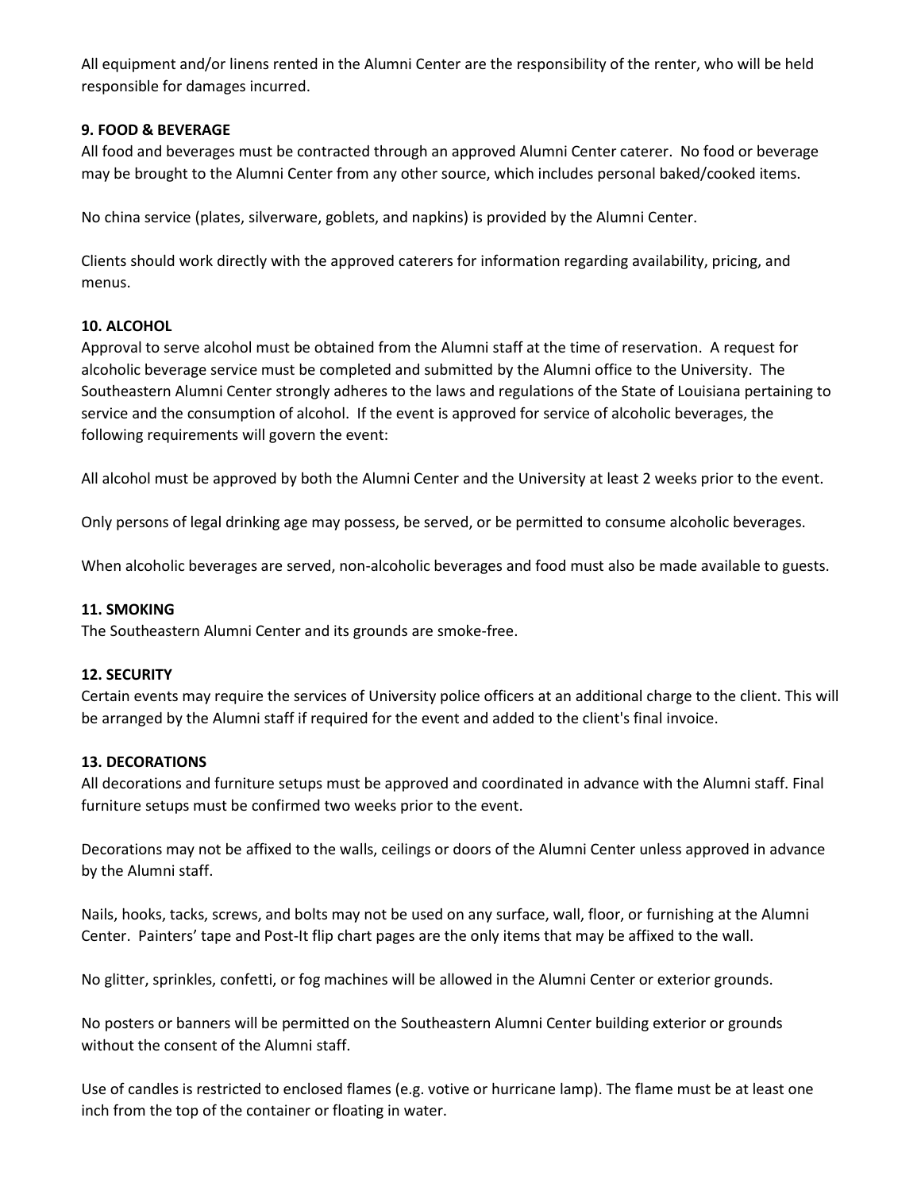All equipment and/or linens rented in the Alumni Center are the responsibility of the renter, who will be held responsible for damages incurred.

**9. FOOD & BEVERAGE**

All food and beverages must be contracted through an approved Alumni Center caterer. No food or beverage may be brought to the Alumni Center from any other source, which includes personal baked/cooked items.

No china service (plates, silverware, goblets, and napkins) is provided by the Alumni Center.

Clients should work directly with the approved caterers for information regarding availability, pricing, and menus.

**10. ALCOHOL**

Approval to serve alcohol must be obtained from the Alumni staff at the time of reservation. A request for alcoholic beverage service must be completed and submitted by the Alumni office to the University. The Southeastern Alumni Center strongly adheres to the laws and regulations of the State of Louisiana pertaining to service and the consumption of alcohol. If the event is approved for service of alcoholic beverages, the following requirements will govern the event:

All alcohol must be approved by both the Alumni Center and the University at least 2 weeks prior to the event.

Only persons of legal drinking age may possess, be served, or be permitted to consume alcoholic beverages.

When alcoholic beverages are served, non-alcoholic beverages and food must also be made available to guests.

**11. SMOKING**

The Southeastern Alumni Center and its grounds are smoke-free.

**12. SECURITY**

Certain events may require the services of University police officers at an additional charge to the client. This will be arranged by the Alumni staff if required for the event and added to the client's final invoice.

**13. DECORATIONS**

All decorations and furniture setups must be approved and coordinated in advance with the Alumni staff. Final furniture setups must be confirmed two weeks prior to the event.

Decorations may not be affixed to the walls, ceilings or doors of the Alumni Center unless approved in advance by the Alumni staff.

Nails, hooks, tacks, screws, and bolts may not be used on any surface, wall, floor, or furnishing at the Alumni Center. Painters' tape and Post-It flip chart pages are the only items that may be affixed to the wall.

No glitter, sprinkles, confetti, or fog machines will be allowed in the Alumni Center or exterior grounds.

No posters or banners will be permitted on the Southeastern Alumni Center building exterior or grounds without the consent of the Alumni staff.

Use of candles is restricted to enclosed flames (e.g. votive or hurricane lamp). The flame must be at least one inch from the top of the container or floating in water.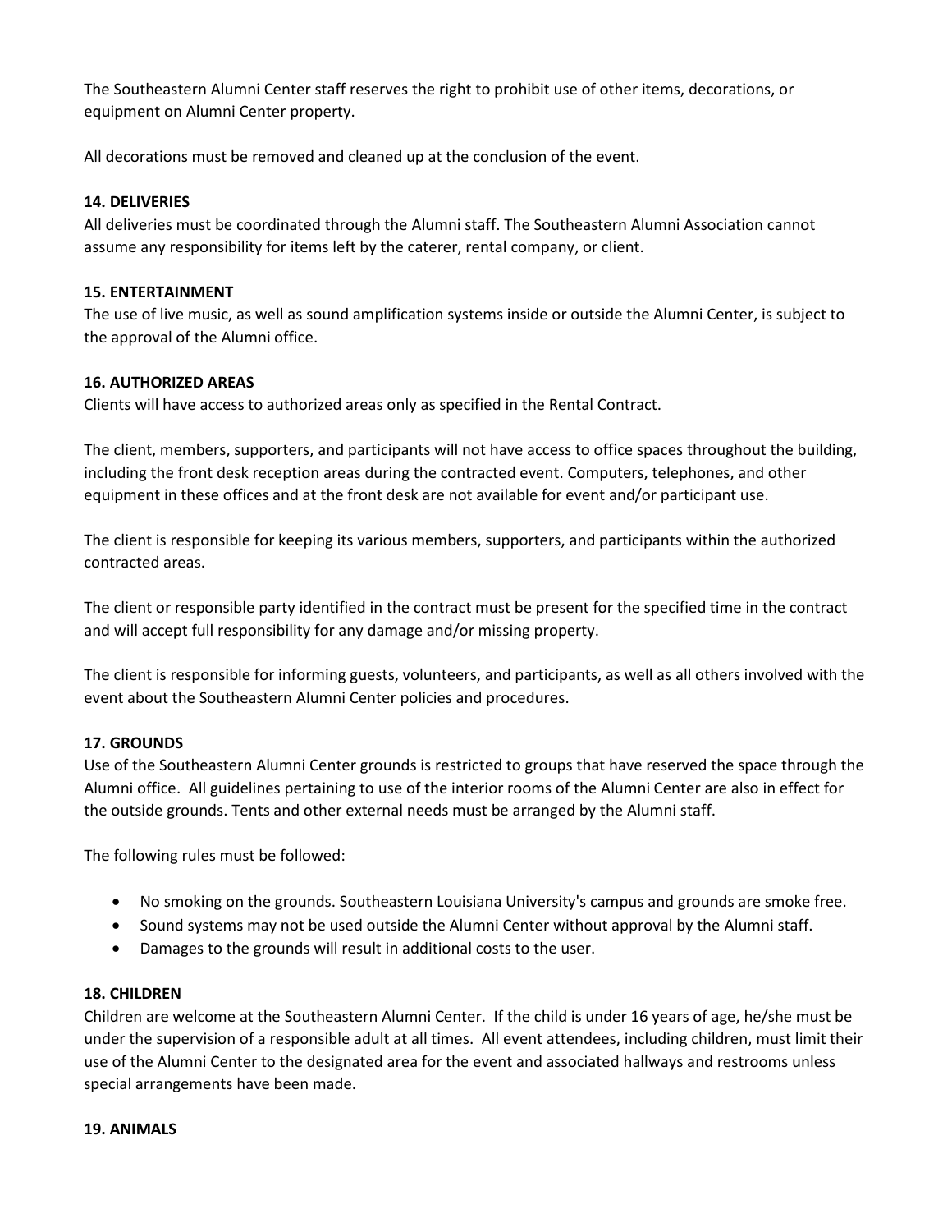The Southeastern Alumni Center staff reserves the right to prohibit use of other items, decorations, or equipment on Alumni Center property.

All decorations must be removed and cleaned up at the conclusion of the event.

**14. DELIVERIES**

All deliveries must be coordinated through the Alumni staff. The Southeastern Alumni Association cannot assume any responsibility for items left by the caterer, rental company, or client.

**15. ENTERTAINMENT**

The use of live music, as well as sound amplification systems inside or outside the Alumni Center, is subject to the approval of the Alumni office.

**16. AUTHORIZED AREAS**

Clients will have access to authorized areas only as specified in the Rental Contract.

The client, members, supporters, and participants will not have access to office spaces throughout the building, including the front desk reception areas during the contracted event. Computers, telephones, and other equipment in these offices and at the front desk are not available for event and/or participant use.

The client is responsible for keeping its various members, supporters, and participants within the authorized contracted areas.

The client or responsible party identified in the contract must be present for the specified time in the contract and will accept full responsibility for any damage and/or missing property.

The client is responsible for informing guests, volunteers, and participants, as well as all others involved with the event about the Southeastern Alumni Center policies and procedures.

**17. GROUNDS**

Use of the Southeastern Alumni Center grounds is restricted to groups that have reserved the space through the Alumni office. All guidelines pertaining to use of the interior rooms of the Alumni Center are also in effect for the outside grounds. Tents and other external needs must be arranged by the Alumni staff.

The following rules must be followed:

- No smoking on the grounds. Southeastern Louisiana University's campus and grounds are smoke free.
- Sound systems may not be used outside the Alumni Center without approval by the Alumni staff.
- Damages to the grounds will result in additional costs to the user.

**18. CHILDREN**

Children are welcome at the Southeastern Alumni Center. If the child is under 16 years of age, he/she must be under the supervision of a responsible adult at all times. All event attendees, including children, must limit their use of the Alumni Center to the designated area for the event and associated hallways and restrooms unless special arrangements have been made.

**19. ANIMALS**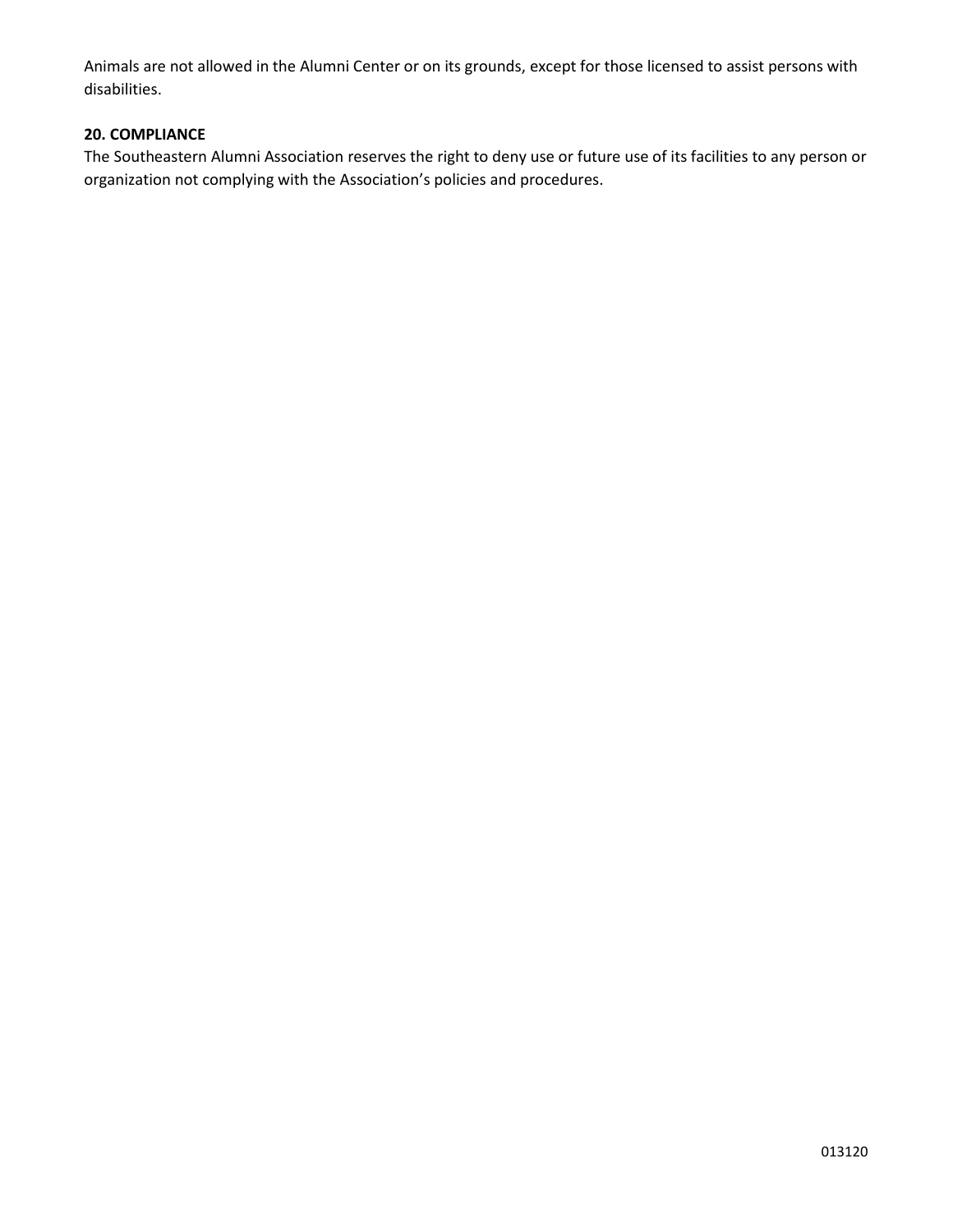Animals are not allowed in the Alumni Center or on its grounds, except for those licensed to assist persons with disabilities.

**20. COMPLIANCE**

The Southeastern Alumni Association reserves the right to deny use or future use of its facilities to any person or organization not complying with the Association's policies and procedures.

013120